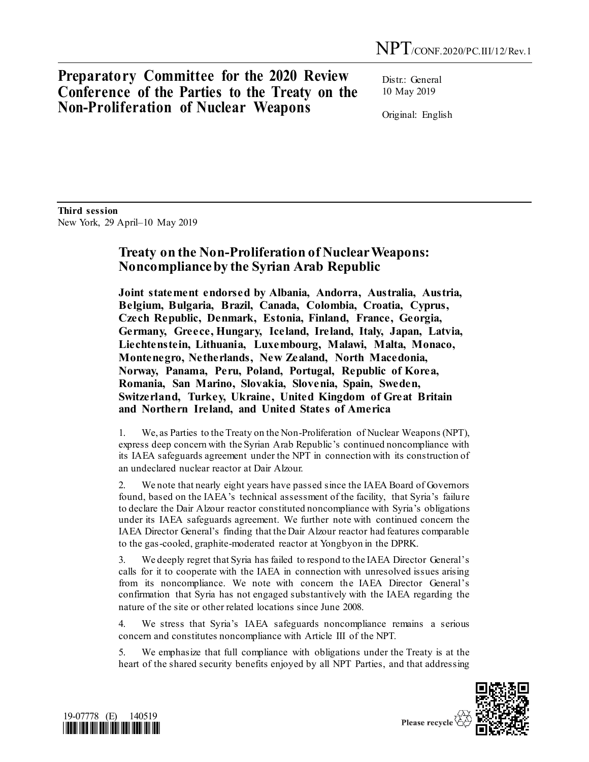NPT/CONF.2020/PC.III/12/Rev.1

# Preparatory Committee for the 2020 Review Conference of the Parties to the Treaty on the Non-Proliferation of Nuclear Weapons

Distr.: General
10 May 2019

Original: English

**Third session**
New York, 29 April–10 May 2019

## Treaty on the Non-Proliferation of Nuclear Weapons: Noncompliance by the Syrian Arab Republic

**Joint statement endorsed by Albania, Andorra, Australia, Austria, Belgium, Bulgaria, Brazil, Canada, Colombia, Croatia, Cyprus, Czech Republic, Denmark, Estonia, Finland, France, Georgia, Germany, Greece, Hungary, Iceland, Ireland, Italy, Japan, Latvia, Liechtenstein, Lithuania, Luxembourg, Malawi, Malta, Monaco, Montenegro, Netherlands, New Zealand, North Macedonia, Norway, Panama, Peru, Poland, Portugal, Republic of Korea, Romania, San Marino, Slovakia, Slovenia, Spain, Sweden, Switzerland, Turkey, Ukraine, United Kingdom of Great Britain and Northern Ireland, and United States of America**

1. We, as Parties to the Treaty on the Non-Proliferation of Nuclear Weapons (NPT), express deep concern with the Syrian Arab Republic's continued noncompliance with its IAEA safeguards agreement under the NPT in connection with its construction of an undeclared nuclear reactor at Dair Alzour.

2. We note that nearly eight years have passed since the IAEA Board of Governors found, based on the IAEA's technical assessment of the facility, that Syria's failure to declare the Dair Alzour reactor constituted noncompliance with Syria's obligations under its IAEA safeguards agreement. We further note with continued concern the IAEA Director General's finding that the Dair Alzour reactor had features comparable to the gas-cooled, graphite-moderated reactor at Yongbyon in the DPRK.

3. We deeply regret that Syria has failed to respond to the IAEA Director General's calls for it to cooperate with the IAEA in connection with unresolved issues arising from its noncompliance. We note with concern the IAEA Director General's confirmation that Syria has not engaged substantively with the IAEA regarding the nature of the site or other related locations since June 2008.

4. We stress that Syria's IAEA safeguards noncompliance remains a serious concern and constitutes noncompliance with Article III of the NPT.

5. We emphasize that full compliance with obligations under the Treaty is at the heart of the shared security benefits enjoyed by all NPT Parties, and that addressing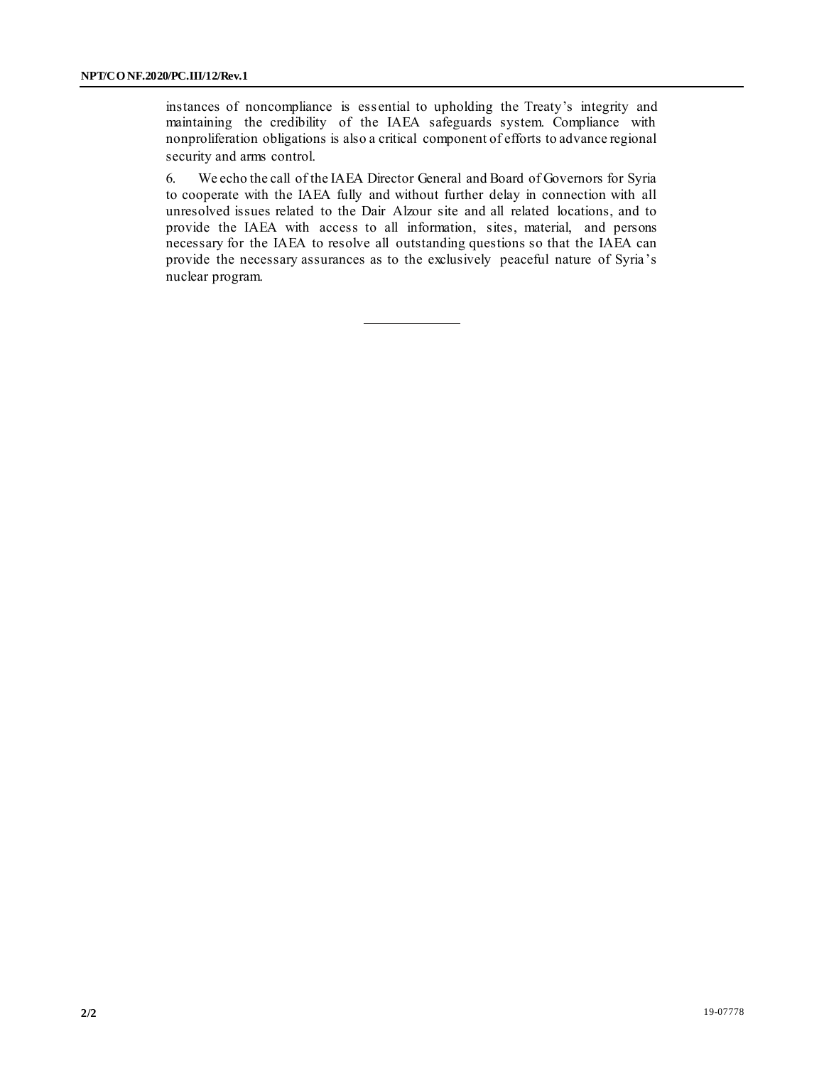instances of noncompliance is essential to upholding the Treaty's integrity and maintaining the credibility of the IAEA safeguards system. Compliance with nonproliferation obligations is also a critical component of efforts to advance regional security and arms control.

6. We echo the call of the IAEA Director General and Board of Governors for Syria to cooperate with the IAEA fully and without further delay in connection with all unresolved issues related to the Dair Alzour site and all related locations, and to provide the IAEA with access to all information, sites, material, and persons necessary for the IAEA to resolve all outstanding questions so that the IAEA can provide the necessary assurances as to the exclusively peaceful nature of Syria's nuclear program.